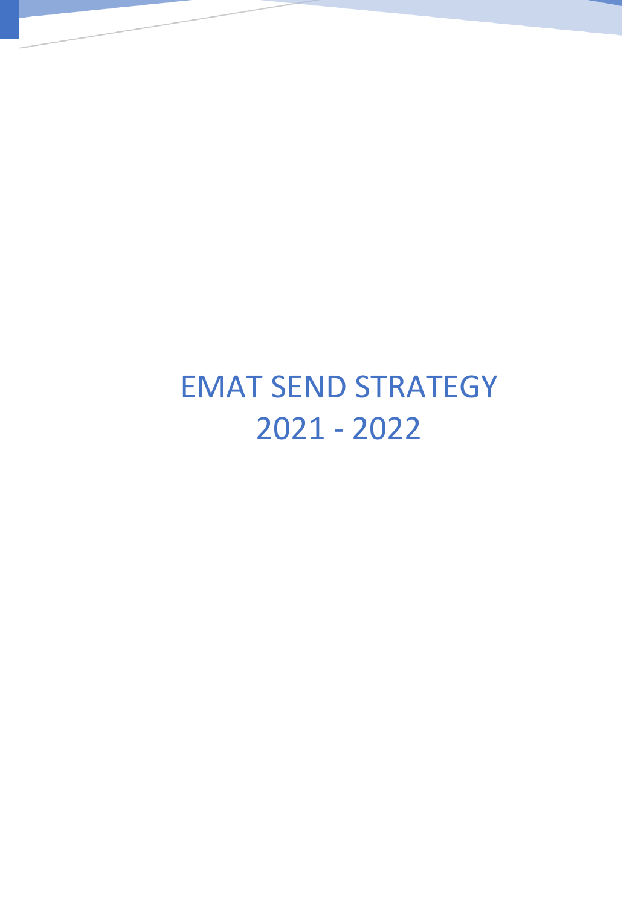# EMAT SEND STRATEGY 2021 - 2022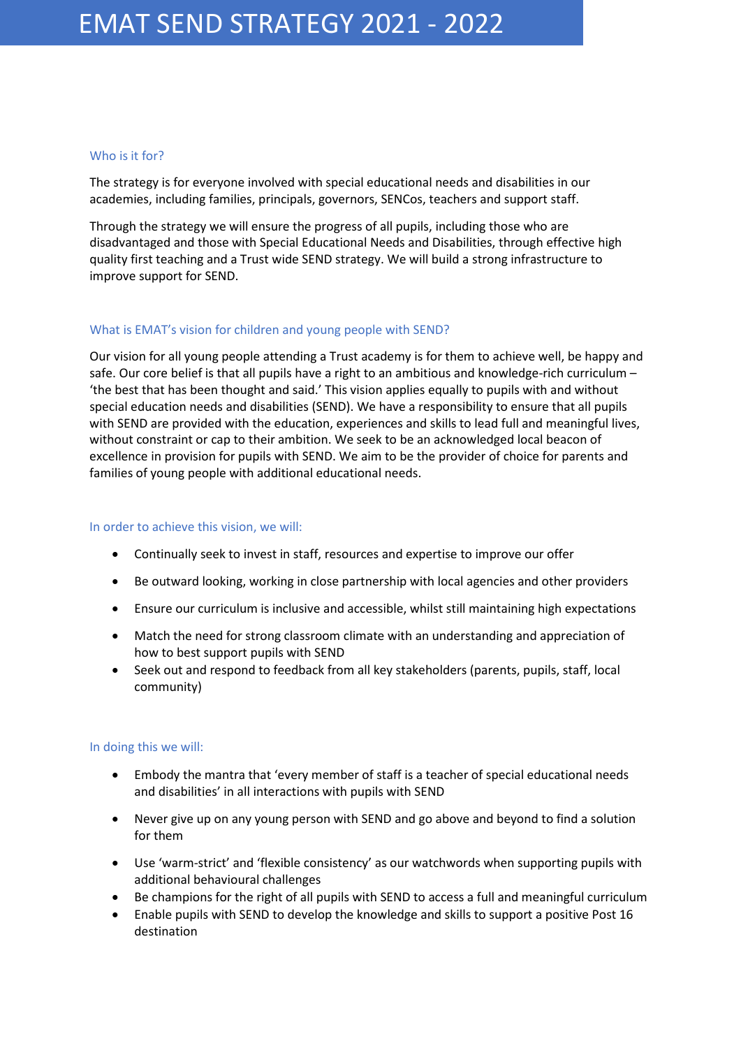# EMAT SEND STRATEGY 2021 - 2022

## Who is it for?

The strategy is for everyone involved with special educational needs and disabilities in our academies, including families, principals, governors, SENCos, teachers and support staff.

Through the strategy we will ensure the progress of all pupils, including those who are disadvantaged and those with Special Educational Needs and Disabilities, through effective high quality first teaching and a Trust wide SEND strategy. We will build a strong infrastructure to improve support for SEND.

## What is EMAT's vision for children and young people with SEND?

Our vision for all young people attending a Trust academy is for them to achieve well, be happy and safe. Our core belief is that all pupils have a right to an ambitious and knowledge-rich curriculum – 'the best that has been thought and said.' This vision applies equally to pupils with and without special education needs and disabilities (SEND). We have a responsibility to ensure that all pupils with SEND are provided with the education, experiences and skills to lead full and meaningful lives, without constraint or cap to their ambition. We seek to be an acknowledged local beacon of excellence in provision for pupils with SEND. We aim to be the provider of choice for parents and families of young people with additional educational needs.

## In order to achieve this vision, we will:

- Continually seek to invest in staff, resources and expertise to improve our offer
- Be outward looking, working in close partnership with local agencies and other providers
- Ensure our curriculum is inclusive and accessible, whilst still maintaining high expectations
- Match the need for strong classroom climate with an understanding and appreciation of how to best support pupils with SEND
- Seek out and respond to feedback from all key stakeholders (parents, pupils, staff, local community)

## In doing this we will:

- Embody the mantra that 'every member of staff is a teacher of special educational needs and disabilities' in all interactions with pupils with SEND
- Never give up on any young person with SEND and go above and beyond to find a solution for them
- Use 'warm-strict' and 'flexible consistency' as our watchwords when supporting pupils with additional behavioural challenges
- Be champions for the right of all pupils with SEND to access a full and meaningful curriculum
- Enable pupils with SEND to develop the knowledge and skills to support a positive Post 16 destination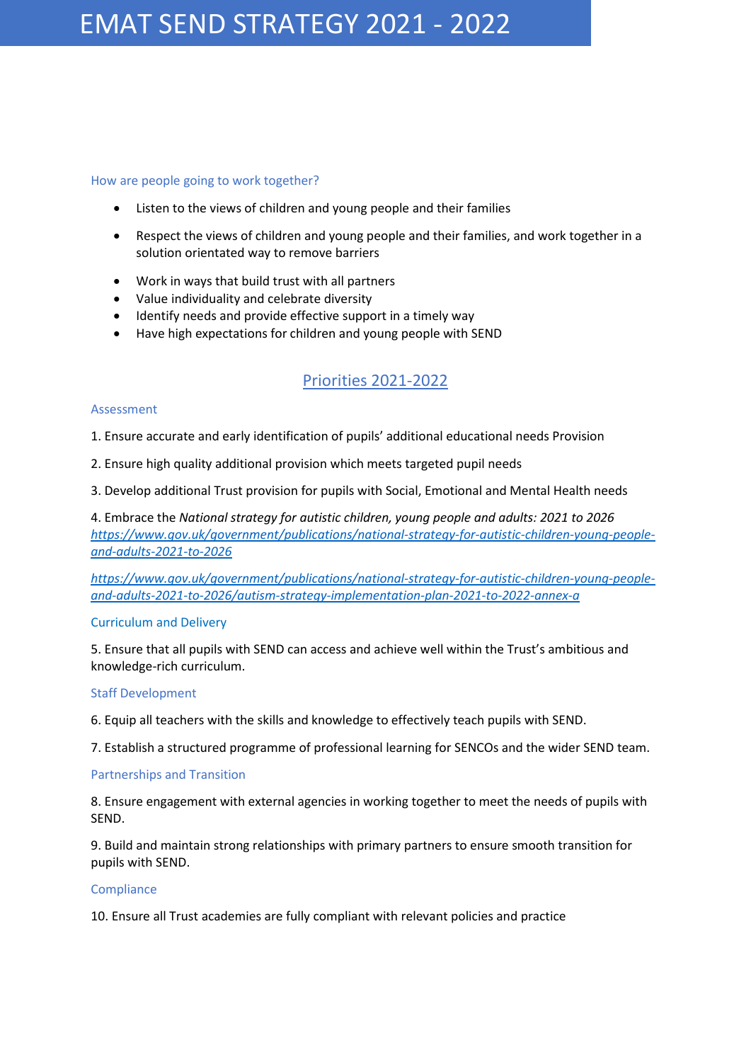# EMAT SEND STRATEGY 2021 - 2022

### How are people going to work together?

- Listen to the views of children and young people and their families
- Respect the views of children and young people and their families, and work together in a solution orientated way to remove barriers
- Work in ways that build trust with all partners
- Value individuality and celebrate diversity
- Identify needs and provide effective support in a timely way
- Have high expectations for children and young people with SEND

## Priorities 2021-2022

### Assessment

1. Ensure accurate and early identification of pupils' additional educational needs Provision

2. Ensure high quality additional provision which meets targeted pupil needs

3. Develop additional Trust provision for pupils with Social, Emotional and Mental Health needs

4. Embrace the *National strategy for autistic children, young people and adults: 2021 to 2026* *https://www.gov.uk/government/publications/national-strategy-for-autistic-children-young-people-and-adults-2021-to-2026*

*https://www.gov.uk/government/publications/national-strategy-for-autistic-children-young-people-and-adults-2021-to-2026/autism-strategy-implementation-plan-2021-to-2022-annex-a*

### Curriculum and Delivery

5. Ensure that all pupils with SEND can access and achieve well within the Trust's ambitious and knowledge-rich curriculum.

### Staff Development

6. Equip all teachers with the skills and knowledge to effectively teach pupils with SEND.

7. Establish a structured programme of professional learning for SENCOs and the wider SEND team.

### Partnerships and Transition

8. Ensure engagement with external agencies in working together to meet the needs of pupils with SEND.

9. Build and maintain strong relationships with primary partners to ensure smooth transition for pupils with SEND.

### Compliance

10. Ensure all Trust academies are fully compliant with relevant policies and practice